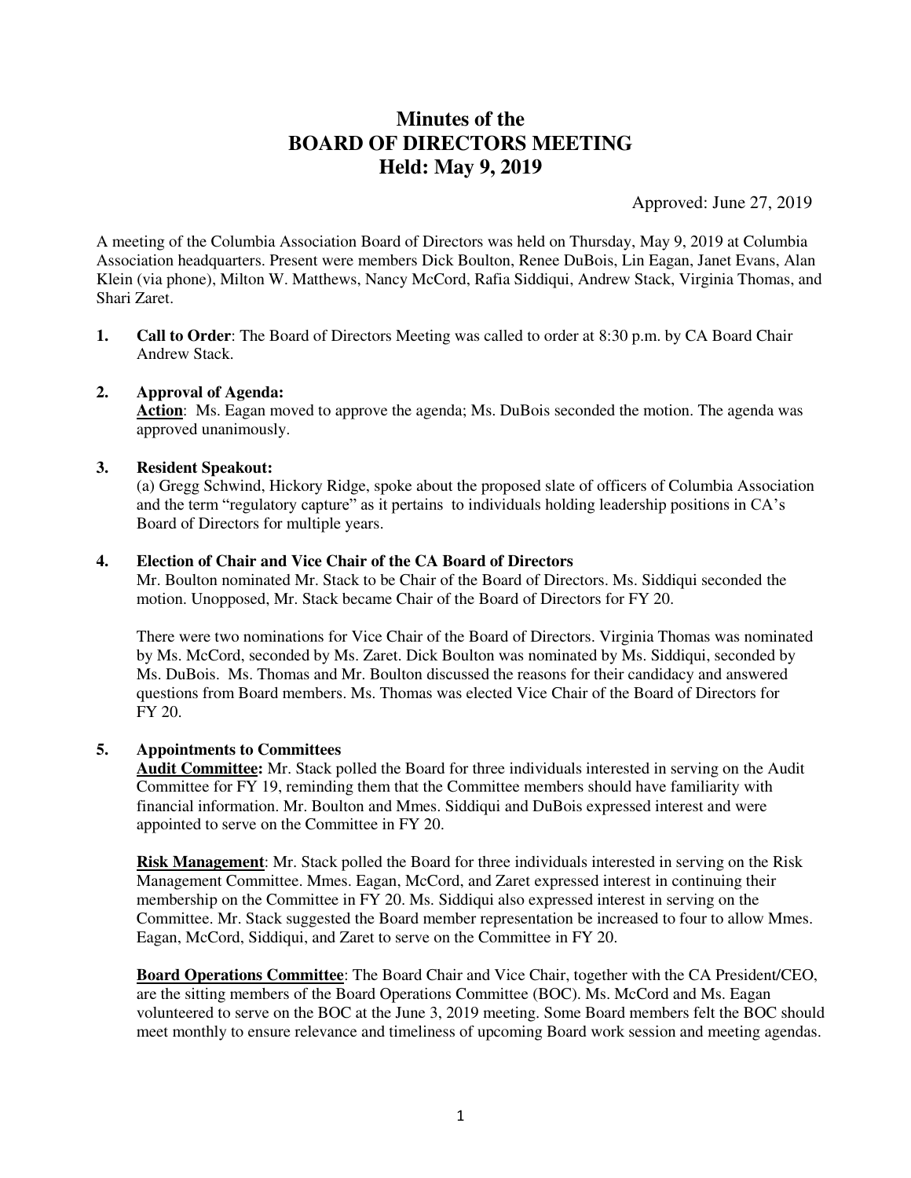# Minutes of the BOARD OF DIRECTORS MEETING Held: May 9, 2019

Approved: June 27, 2019

A meeting of the Columbia Association Board of Directors was held on Thursday, May 9, 2019 at Columbia Association headquarters. Present were members Dick Boulton, Renee DuBois, Lin Eagan, Janet Evans, Alan Klein (via phone), Milton W. Matthews, Nancy McCord, Rafia Siddiqui, Andrew Stack, Virginia Thomas, and Shari Zaret.

1. **Call to Order**: The Board of Directors Meeting was called to order at 8:30 p.m. by CA Board Chair Andrew Stack.

2. **Approval of Agenda:**
   **Action**: Ms. Eagan moved to approve the agenda; Ms. DuBois seconded the motion. The agenda was approved unanimously.

3. **Resident Speakout:**
   (a) Gregg Schwind, Hickory Ridge, spoke about the proposed slate of officers of Columbia Association and the term "regulatory capture" as it pertains to individuals holding leadership positions in CA's Board of Directors for multiple years.

4. **Election of Chair and Vice Chair of the CA Board of Directors**
   Mr. Boulton nominated Mr. Stack to be Chair of the Board of Directors. Ms. Siddiqui seconded the motion. Unopposed, Mr. Stack became Chair of the Board of Directors for FY 20.

   There were two nominations for Vice Chair of the Board of Directors. Virginia Thomas was nominated by Ms. McCord, seconded by Ms. Zaret. Dick Boulton was nominated by Ms. Siddiqui, seconded by Ms. DuBois. Ms. Thomas and Mr. Boulton discussed the reasons for their candidacy and answered questions from Board members. Ms. Thomas was elected Vice Chair of the Board of Directors for FY 20.

5. **Appointments to Committees**
   **Audit Committee:** Mr. Stack polled the Board for three individuals interested in serving on the Audit Committee for FY 19, reminding them that the Committee members should have familiarity with financial information. Mr. Boulton and Mmes. Siddiqui and DuBois expressed interest and were appointed to serve on the Committee in FY 20.

   **Risk Management**: Mr. Stack polled the Board for three individuals interested in serving on the Risk Management Committee. Mmes. Eagan, McCord, and Zaret expressed interest in continuing their membership on the Committee in FY 20. Ms. Siddiqui also expressed interest in serving on the Committee. Mr. Stack suggested the Board member representation be increased to four to allow Mmes. Eagan, McCord, Siddiqui, and Zaret to serve on the Committee in FY 20.

   **Board Operations Committee**: The Board Chair and Vice Chair, together with the CA President/CEO, are the sitting members of the Board Operations Committee (BOC). Ms. McCord and Ms. Eagan volunteered to serve on the BOC at the June 3, 2019 meeting. Some Board members felt the BOC should meet monthly to ensure relevance and timeliness of upcoming Board work session and meeting agendas.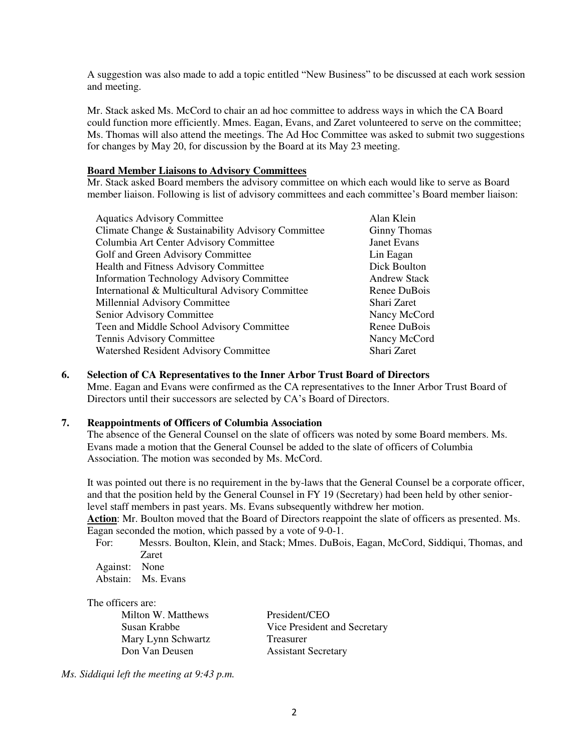A suggestion was also made to add a topic entitled "New Business" to be discussed at each work session and meeting.

Mr. Stack asked Ms. McCord to chair an ad hoc committee to address ways in which the CA Board could function more efficiently. Mmes. Eagan, Evans, and Zaret volunteered to serve on the committee; Ms. Thomas will also attend the meetings. The Ad Hoc Committee was asked to submit two suggestions for changes by May 20, for discussion by the Board at its May 23 meeting.

**Board Member Liaisons to Advisory Committees**

Mr. Stack asked Board members the advisory committee on which each would like to serve as Board member liaison. Following is list of advisory committees and each committee's Board member liaison:

| | |
|---|---|
| Aquatics Advisory Committee | Alan Klein |
| Climate Change & Sustainability Advisory Committee | Ginny Thomas |
| Columbia Art Center Advisory Committee | Janet Evans |
| Golf and Green Advisory Committee | Lin Eagan |
| Health and Fitness Advisory Committee | Dick Boulton |
| Information Technology Advisory Committee | Andrew Stack |
| International & Multicultural Advisory Committee | Renee DuBois |
| Millennial Advisory Committee | Shari Zaret |
| Senior Advisory Committee | Nancy McCord |
| Teen and Middle School Advisory Committee | Renee DuBois |
| Tennis Advisory Committee | Nancy McCord |
| Watershed Resident Advisory Committee | Shari Zaret |

**6. Selection of CA Representatives to the Inner Arbor Trust Board of Directors**

Mme. Eagan and Evans were confirmed as the CA representatives to the Inner Arbor Trust Board of Directors until their successors are selected by CA's Board of Directors.

**7. Reappointments of Officers of Columbia Association**

The absence of the General Counsel on the slate of officers was noted by some Board members. Ms. Evans made a motion that the General Counsel be added to the slate of officers of Columbia Association. The motion was seconded by Ms. McCord.

It was pointed out there is no requirement in the by-laws that the General Counsel be a corporate officer, and that the position held by the General Counsel in FY 19 (Secretary) had been held by other senior-level staff members in past years. Ms. Evans subsequently withdrew her motion.

**Action**: Mr. Boulton moved that the Board of Directors reappoint the slate of officers as presented. Ms. Eagan seconded the motion, which passed by a vote of 9-0-1.

For: Messrs. Boulton, Klein, and Stack; Mmes. DuBois, Eagan, McCord, Siddiqui, Thomas, and Zaret
Against: None
Abstain: Ms. Evans

The officers are:

| | |
|---|---|
| Milton W. Matthews | President/CEO |
| Susan Krabbe | Vice President and Secretary |
| Mary Lynn Schwartz | Treasurer |
| Don Van Deusen | Assistant Secretary |

*Ms. Siddiqui left the meeting at 9:43 p.m.*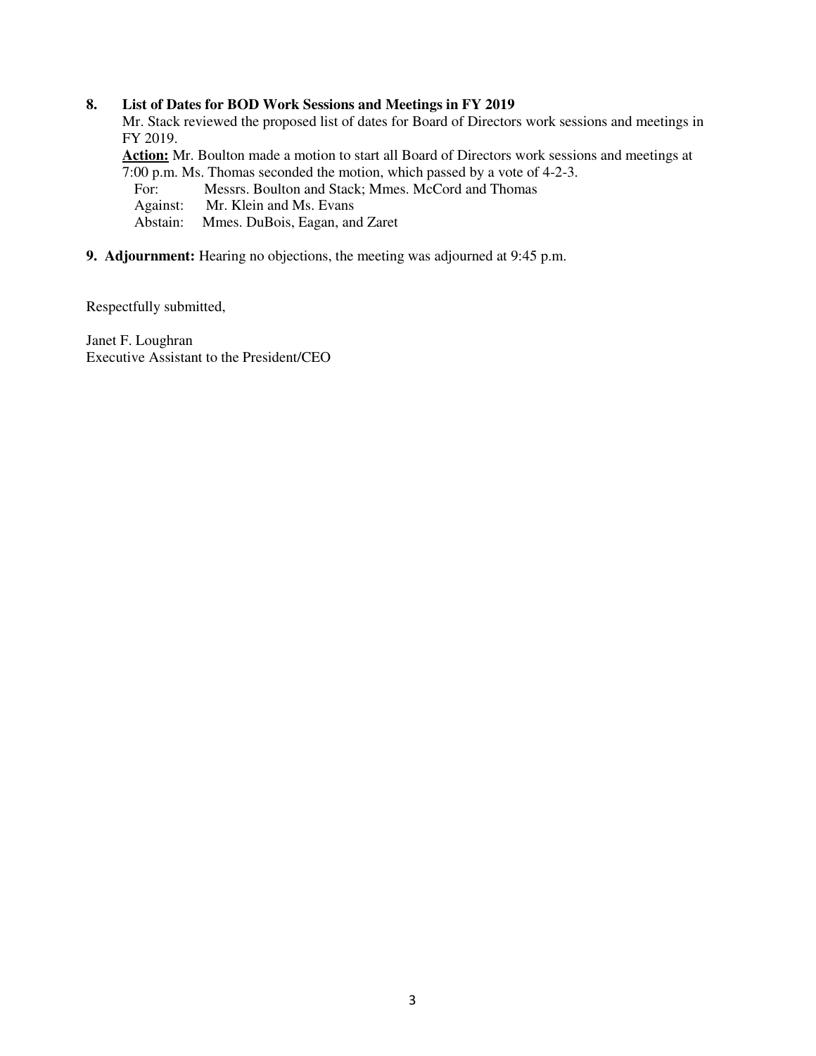**8. List of Dates for BOD Work Sessions and Meetings in FY 2019**

Mr. Stack reviewed the proposed list of dates for Board of Directors work sessions and meetings in FY 2019.

**Action:** Mr. Boulton made a motion to start all Board of Directors work sessions and meetings at 7:00 p.m. Ms. Thomas seconded the motion, which passed by a vote of 4-2-3.

For: Messrs. Boulton and Stack; Mmes. McCord and Thomas
Against: Mr. Klein and Ms. Evans
Abstain: Mmes. DuBois, Eagan, and Zaret

**9. Adjournment:** Hearing no objections, the meeting was adjourned at 9:45 p.m.

Respectfully submitted,

Janet F. Loughran
Executive Assistant to the President/CEO